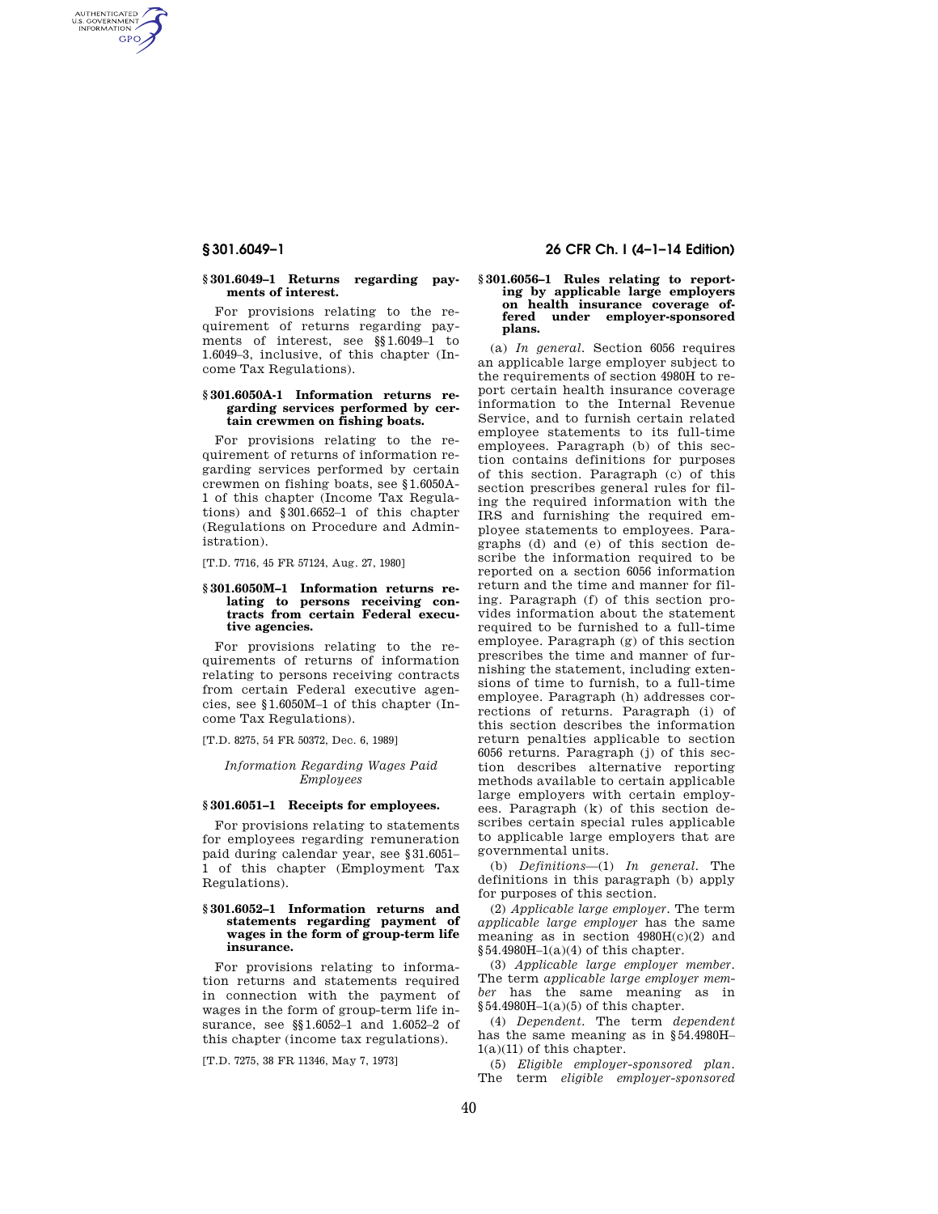### § 301.6049–1 Returns regarding payments of interest.

For provisions relating to the requirement of returns regarding payments of interest, see §§ 1.6049–1 to 1.6049–3, inclusive, of this chapter (Income Tax Regulations).

### § 301.6050A-1 Information returns regarding services performed by certain crewmen on fishing boats.

For provisions relating to the requirement of returns of information regarding services performed by certain crewmen on fishing boats, see § 1.6050A-1 of this chapter (Income Tax Regulations) and § 301.6652–1 of this chapter (Regulations on Procedure and Administration).

[T.D. 7716, 45 FR 57124, Aug. 27, 1980]

### § 301.6050M–1 Information returns relating to persons receiving contracts from certain Federal executive agencies.

For provisions relating to the requirements of returns of information relating to persons receiving contracts from certain Federal executive agencies, see § 1.6050M–1 of this chapter (Income Tax Regulations).

[T.D. 8275, 54 FR 50372, Dec. 6, 1989]

*Information Regarding Wages Paid Employees*

### § 301.6051–1 Receipts for employees.

For provisions relating to statements for employees regarding remuneration paid during calendar year, see § 31.6051–1 of this chapter (Employment Tax Regulations).

### § 301.6052–1 Information returns and statements regarding payment of wages in the form of group-term life insurance.

For provisions relating to information returns and statements required in connection with the payment of wages in the form of group-term life insurance, see §§ 1.6052–1 and 1.6052–2 of this chapter (income tax regulations).

[T.D. 7275, 38 FR 11346, May 7, 1973]

### § 301.6056–1 Rules relating to reporting by applicable large employers on health insurance coverage offered under employer-sponsored plans.

(a) *In general.* Section 6056 requires an applicable large employer subject to the requirements of section 4980H to report certain health insurance coverage information to the Internal Revenue Service, and to furnish certain related employee statements to its full-time employees. Paragraph (b) of this section contains definitions for purposes of this section. Paragraph (c) of this section prescribes general rules for filing the required information with the IRS and furnishing the required employee statements to employees. Paragraphs (d) and (e) of this section describe the information required to be reported on a section 6056 information return and the time and manner for filing. Paragraph (f) of this section provides information about the statement required to be furnished to a full-time employee. Paragraph (g) of this section prescribes the time and manner of furnishing the statement, including extensions of time to furnish, to a full-time employee. Paragraph (h) addresses corrections of returns. Paragraph (i) of this section describes the information return penalties applicable to section 6056 returns. Paragraph (j) of this section describes alternative reporting methods available to certain applicable large employers with certain employees. Paragraph (k) of this section describes certain special rules applicable to applicable large employers that are governmental units.

(b) *Definitions*—(1) *In general.* The definitions in this paragraph (b) apply for purposes of this section.

(2) *Applicable large employer.* The term *applicable large employer* has the same meaning as in section 4980H(c)(2) and § 54.4980H–1(a)(4) of this chapter.

(3) *Applicable large employer member.* The term *applicable large employer member* has the same meaning as in § 54.4980H–1(a)(5) of this chapter.

(4) *Dependent.* The term *dependent* has the same meaning as in § 54.4980H–1(a)(11) of this chapter.

(5) *Eligible employer-sponsored plan.* The term *eligible employer-sponsored*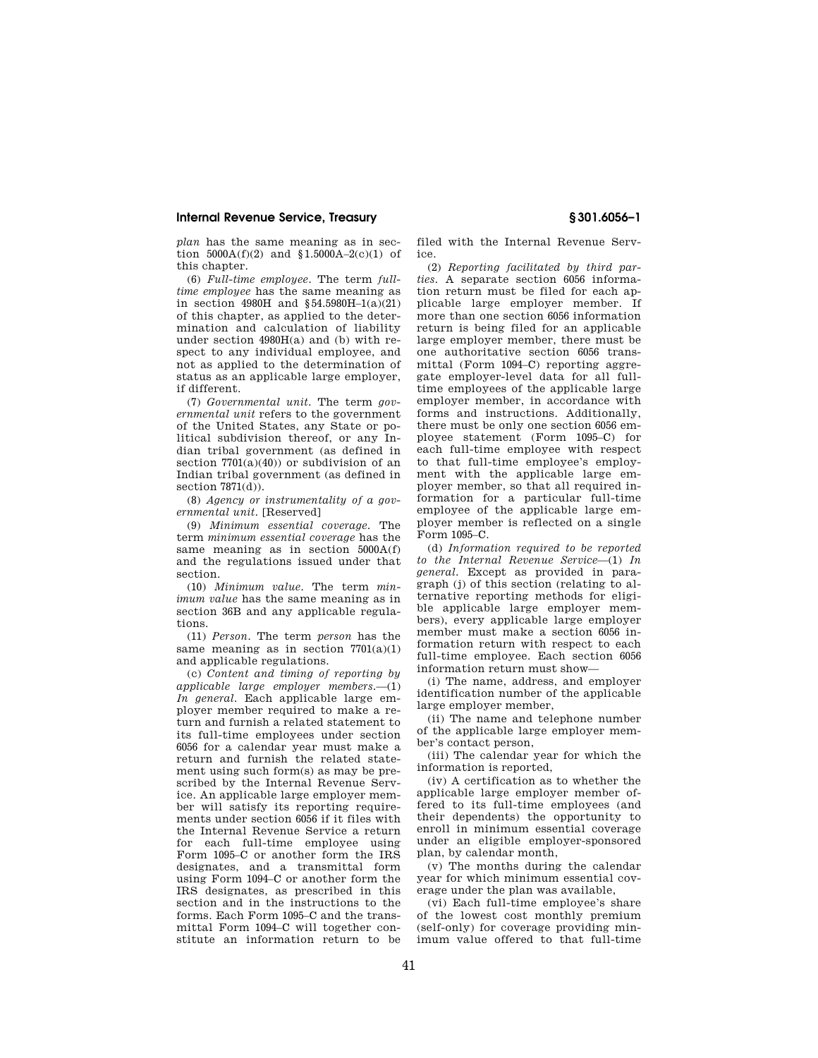*plan* has the same meaning as in section 5000A(f)(2) and §1.5000A–2(c)(1) of this chapter.

(6) *Full-time employee.* The term *full-time employee* has the same meaning as in section 4980H and §54.5980H–1(a)(21) of this chapter, as applied to the determination and calculation of liability under section 4980H(a) and (b) with respect to any individual employee, and not as applied to the determination of status as an applicable large employer, if different.

(7) *Governmental unit.* The term *governmental unit* refers to the government of the United States, any State or political subdivision thereof, or any Indian tribal government (as defined in section 7701(a)(40)) or subdivision of an Indian tribal government (as defined in section 7871(d)).

(8) *Agency or instrumentality of a governmental unit.* [Reserved]

(9) *Minimum essential coverage.* The term *minimum essential coverage* has the same meaning as in section 5000A(f) and the regulations issued under that section.

(10) *Minimum value.* The term *minimum value* has the same meaning as in section 36B and any applicable regulations.

(11) *Person.* The term *person* has the same meaning as in section 7701(a)(1) and applicable regulations.

(c) *Content and timing of reporting by applicable large employer members.*—(1) *In general.* Each applicable large employer member required to make a return and furnish a related statement to its full-time employees under section 6056 for a calendar year must make a return and furnish the related statement using such form(s) as may be prescribed by the Internal Revenue Service. An applicable large employer member will satisfy its reporting requirements under section 6056 if it files with the Internal Revenue Service a return for each full-time employee using Form 1095–C or another form the IRS designates, and a transmittal form using Form 1094–C or another form the IRS designates, as prescribed in this section and in the instructions to the forms. Each Form 1095–C and the transmittal Form 1094–C will together constitute an information return to be filed with the Internal Revenue Service.

(2) *Reporting facilitated by third parties.* A separate section 6056 information return must be filed for each applicable large employer member. If more than one section 6056 information return is being filed for an applicable large employer member, there must be one authoritative section 6056 transmittal (Form 1094–C) reporting aggregate employer-level data for all full-time employees of the applicable large employer member, in accordance with forms and instructions. Additionally, there must be only one section 6056 employee statement (Form 1095–C) for each full-time employee with respect to that full-time employee's employment with the applicable large employer member, so that all required information for a particular full-time employee of the applicable large employer member is reflected on a single Form 1095–C.

(d) *Information required to be reported to the Internal Revenue Service*—(1) *In general.* Except as provided in paragraph (j) of this section (relating to alternative reporting methods for eligible applicable large employer members), every applicable large employer member must make a section 6056 information return with respect to each full-time employee. Each section 6056 information return must show—

(i) The name, address, and employer identification number of the applicable large employer member,

(ii) The name and telephone number of the applicable large employer member's contact person,

(iii) The calendar year for which the information is reported,

(iv) A certification as to whether the applicable large employer member offered to its full-time employees (and their dependents) the opportunity to enroll in minimum essential coverage under an eligible employer-sponsored plan, by calendar month,

(v) The months during the calendar year for which minimum essential coverage under the plan was available,

(vi) Each full-time employee's share of the lowest cost monthly premium (self-only) for coverage providing minimum value offered to that full-time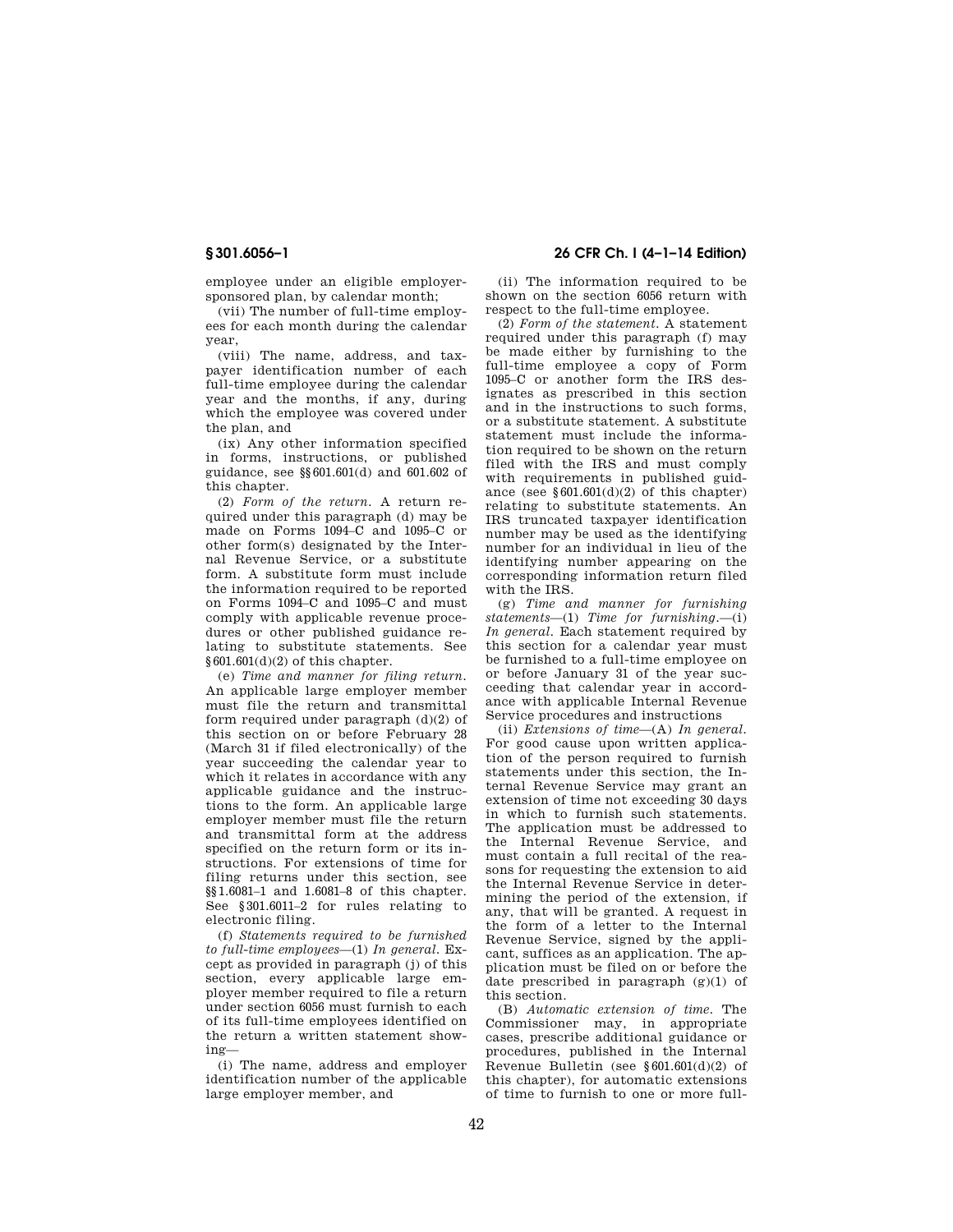employee under an eligible employer-sponsored plan, by calendar month;

(vii) The number of full-time employees for each month during the calendar year,

(viii) The name, address, and taxpayer identification number of each full-time employee during the calendar year and the months, if any, during which the employee was covered under the plan, and

(ix) Any other information specified in forms, instructions, or published guidance, see §§601.601(d) and 601.602 of this chapter.

(2) *Form of the return.* A return required under this paragraph (d) may be made on Forms 1094–C and 1095–C or other form(s) designated by the Internal Revenue Service, or a substitute form. A substitute form must include the information required to be reported on Forms 1094–C and 1095–C and must comply with applicable revenue procedures or other published guidance relating to substitute statements. See §601.601(d)(2) of this chapter.

(e) *Time and manner for filing return.* An applicable large employer member must file the return and transmittal form required under paragraph (d)(2) of this section on or before February 28 (March 31 if filed electronically) of the year succeeding the calendar year to which it relates in accordance with any applicable guidance and the instructions to the form. An applicable large employer member must file the return and transmittal form at the address specified on the return form or its instructions. For extensions of time for filing returns under this section, see §§1.6081–1 and 1.6081–8 of this chapter. See §301.6011–2 for rules relating to electronic filing.

(f) *Statements required to be furnished to full-time employees*—(1) *In general.* Except as provided in paragraph (j) of this section, every applicable large employer member required to file a return under section 6056 must furnish to each of its full-time employees identified on the return a written statement showing—

(i) The name, address and employer identification number of the applicable large employer member, and

(ii) The information required to be shown on the section 6056 return with respect to the full-time employee.

(2) *Form of the statement.* A statement required under this paragraph (f) may be made either by furnishing to the full-time employee a copy of Form 1095–C or another form the IRS designates as prescribed in this section and in the instructions to such forms, or a substitute statement. A substitute statement must include the information required to be shown on the return filed with the IRS and must comply with requirements in published guidance (see §601.601(d)(2) of this chapter) relating to substitute statements. An IRS truncated taxpayer identification number may be used as the identifying number for an individual in lieu of the identifying number appearing on the corresponding information return filed with the IRS.

(g) *Time and manner for furnishing statements*—(1) *Time for furnishing.*—(i) *In general.* Each statement required by this section for a calendar year must be furnished to a full-time employee on or before January 31 of the year succeeding that calendar year in accordance with applicable Internal Revenue Service procedures and instructions

(ii) *Extensions of time*—(A) *In general.* For good cause upon written application of the person required to furnish statements under this section, the Internal Revenue Service may grant an extension of time not exceeding 30 days in which to furnish such statements. The application must be addressed to the Internal Revenue Service, and must contain a full recital of the reasons for requesting the extension to aid the Internal Revenue Service in determining the period of the extension, if any, that will be granted. A request in the form of a letter to the Internal Revenue Service, signed by the applicant, suffices as an application. The application must be filed on or before the date prescribed in paragraph (g)(1) of this section.

(B) *Automatic extension of time.* The Commissioner may, in appropriate cases, prescribe additional guidance or procedures, published in the Internal Revenue Bulletin (see §601.601(d)(2) of this chapter), for automatic extensions of time to furnish to one or more full-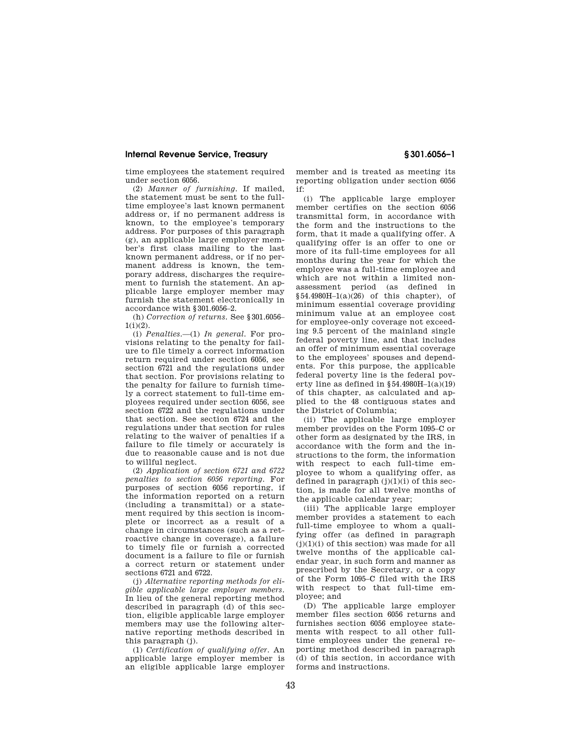time employees the statement required under section 6056.

(2) *Manner of furnishing.* If mailed, the statement must be sent to the full-time employee's last known permanent address or, if no permanent address is known, to the employee's temporary address. For purposes of this paragraph (g), an applicable large employer member's first class mailing to the last known permanent address, or if no permanent address is known, the temporary address, discharges the requirement to furnish the statement. An applicable large employer member may furnish the statement electronically in accordance with §301.6056–2.

(h) *Correction of returns.* See §301.6056–1(i)(2).

(i) *Penalties.*—(1) *In general.* For provisions relating to the penalty for failure to file timely a correct information return required under section 6056, see section 6721 and the regulations under that section. For provisions relating to the penalty for failure to furnish timely a correct statement to full-time employees required under section 6056, see section 6722 and the regulations under that section. See section 6724 and the regulations under that section for rules relating to the waiver of penalties if a failure to file timely or accurately is due to reasonable cause and is not due to willful neglect.

(2) *Application of section 6721 and 6722 penalties to section 6056 reporting.* For purposes of section 6056 reporting, if the information reported on a return (including a transmittal) or a statement required by this section is incomplete or incorrect as a result of a change in circumstances (such as a retroactive change in coverage), a failure to timely file or furnish a corrected document is a failure to file or furnish a correct return or statement under sections 6721 and 6722.

(j) *Alternative reporting methods for eligible applicable large employer members.* In lieu of the general reporting method described in paragraph (d) of this section, eligible applicable large employer members may use the following alternative reporting methods described in this paragraph (j).

(1) *Certification of qualifying offer.* An applicable large employer member is an eligible applicable large employer member and is treated as meeting its reporting obligation under section 6056 if:

(i) The applicable large employer member certifies on the section 6056 transmittal form, in accordance with the form and the instructions to the form, that it made a qualifying offer. A qualifying offer is an offer to one or more of its full-time employees for all months during the year for which the employee was a full-time employee and which are not within a limited non-assessment period (as defined in §54.4980H–1(a)(26) of this chapter), of minimum essential coverage providing minimum value at an employee cost for employee-only coverage not exceeding 9.5 percent of the mainland single federal poverty line, and that includes an offer of minimum essential coverage to the employees' spouses and dependents. For this purpose, the applicable federal poverty line is the federal poverty line as defined in §54.4980H–1(a)(19) of this chapter, as calculated and applied to the 48 contiguous states and the District of Columbia;

(ii) The applicable large employer member provides on the Form 1095–C or other form as designated by the IRS, in accordance with the form and the instructions to the form, the information with respect to each full-time employee to whom a qualifying offer, as defined in paragraph (j)(1)(i) of this section, is made for all twelve months of the applicable calendar year;

(iii) The applicable large employer member provides a statement to each full-time employee to whom a qualifying offer (as defined in paragraph (j)(1)(i) of this section) was made for all twelve months of the applicable calendar year, in such form and manner as prescribed by the Secretary, or a copy of the Form 1095–C filed with the IRS with respect to that full-time employee; and

(D) The applicable large employer member files section 6056 returns and furnishes section 6056 employee statements with respect to all other full-time employees under the general reporting method described in paragraph (d) of this section, in accordance with forms and instructions.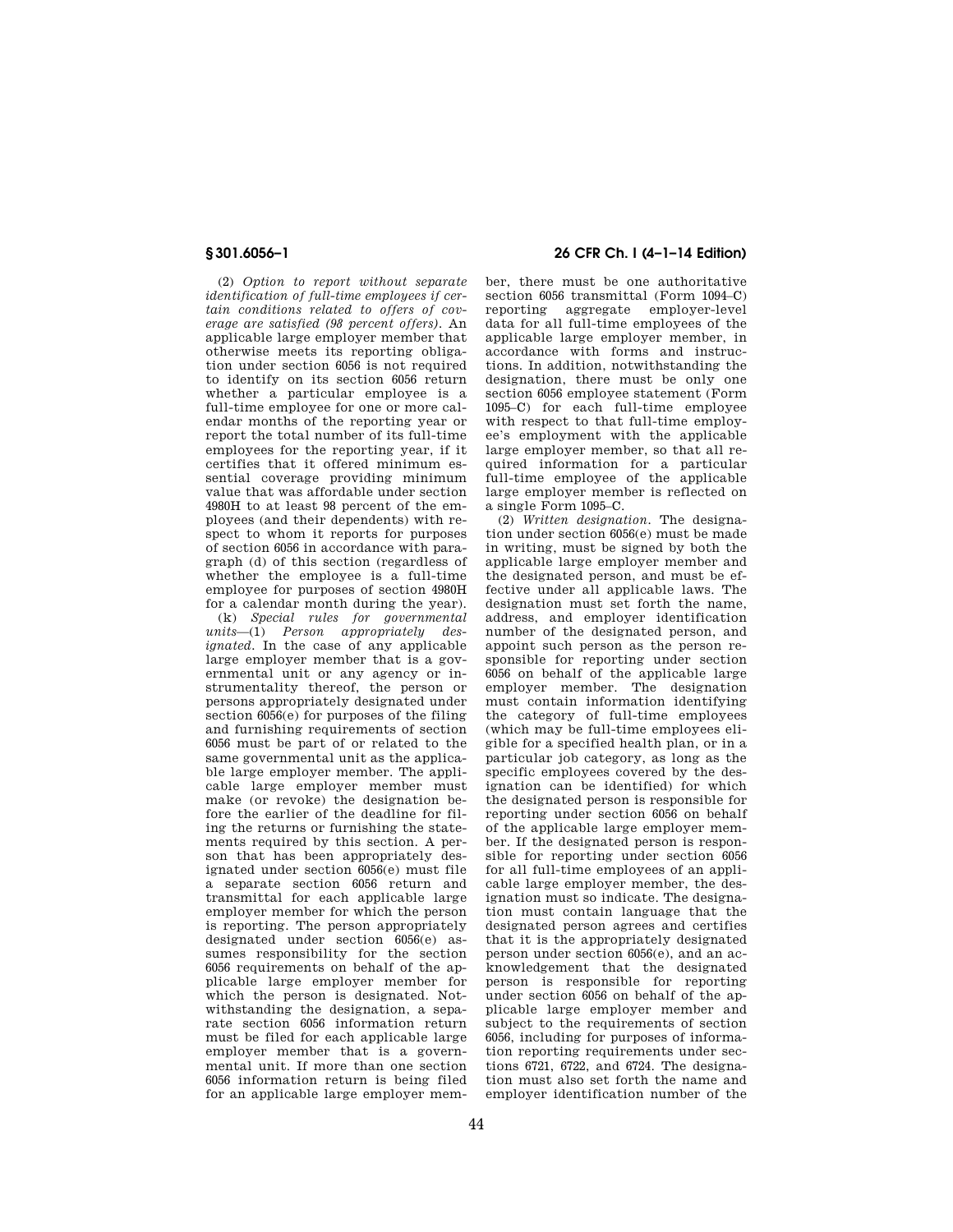(2) *Option to report without separate identification of full-time employees if certain conditions related to offers of coverage are satisfied (98 percent offers).* An applicable large employer member that otherwise meets its reporting obligation under section 6056 is not required to identify on its section 6056 return whether a particular employee is a full-time employee for one or more calendar months of the reporting year or report the total number of its full-time employees for the reporting year, if it certifies that it offered minimum essential coverage providing minimum value that was affordable under section 4980H to at least 98 percent of the employees (and their dependents) with respect to whom it reports for purposes of section 6056 in accordance with paragraph (d) of this section (regardless of whether the employee is a full-time employee for purposes of section 4980H for a calendar month during the year).

(k) *Special rules for governmental units*—(1) *Person appropriately designated.* In the case of any applicable large employer member that is a governmental unit or any agency or instrumentality thereof, the person or persons appropriately designated under section 6056(e) for purposes of the filing and furnishing requirements of section 6056 must be part of or related to the same governmental unit as the applicable large employer member. The applicable large employer member must make (or revoke) the designation before the earlier of the deadline for filing the returns or furnishing the statements required by this section. A person that has been appropriately designated under section 6056(e) must file a separate section 6056 return and transmittal for each applicable large employer member for which the person is reporting. The person appropriately designated under section 6056(e) assumes responsibility for the section 6056 requirements on behalf of the applicable large employer member for which the person is designated. Notwithstanding the designation, a separate section 6056 information return must be filed for each applicable large employer member that is a governmental unit. If more than one section 6056 information return is being filed for an applicable large employer member, there must be one authoritative section 6056 transmittal (Form 1094–C) reporting aggregate employer-level data for all full-time employees of the applicable large employer member, in accordance with forms and instructions. In addition, notwithstanding the designation, there must be only one section 6056 employee statement (Form 1095–C) for each full-time employee with respect to that full-time employee's employment with the applicable large employer member, so that all required information for a particular full-time employee of the applicable large employer member is reflected on a single Form 1095–C.

(2) *Written designation.* The designation under section 6056(e) must be made in writing, must be signed by both the applicable large employer member and the designated person, and must be effective under all applicable laws. The designation must set forth the name, address, and employer identification number of the designated person, and appoint such person as the person responsible for reporting under section 6056 on behalf of the applicable large employer member. The designation must contain information identifying the category of full-time employees (which may be full-time employees eligible for a specified health plan, or in a particular job category, as long as the specific employees covered by the designation can be identified) for which the designated person is responsible for reporting under section 6056 on behalf of the applicable large employer member. If the designated person is responsible for reporting under section 6056 for all full-time employees of an applicable large employer member, the designation must so indicate. The designation must contain language that the designated person agrees and certifies that it is the appropriately designated person under section 6056(e), and an acknowledgement that the designated person is responsible for reporting under section 6056 on behalf of the applicable large employer member and subject to the requirements of section 6056, including for purposes of information reporting requirements under sections 6721, 6722, and 6724. The designation must also set forth the name and employer identification number of the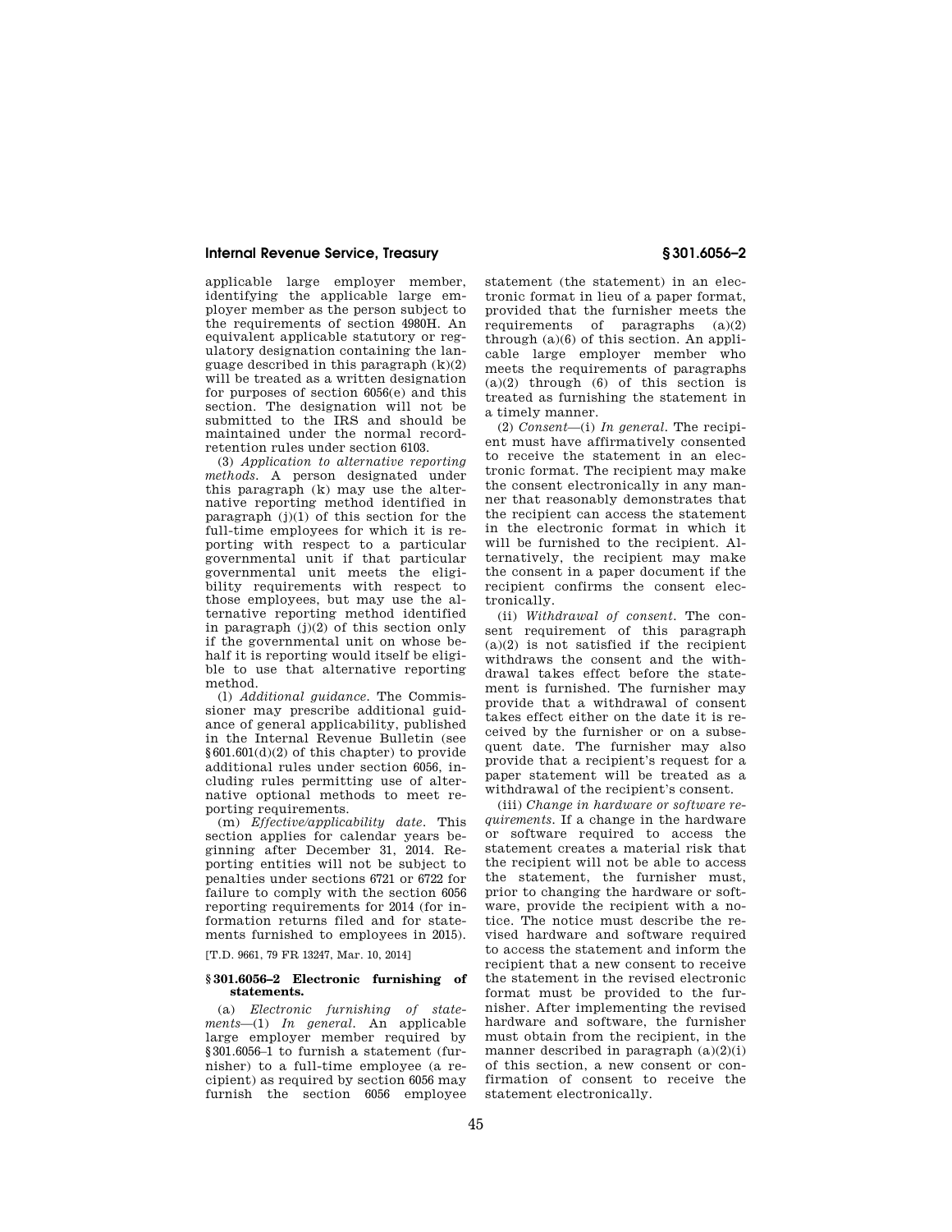applicable large employer member, identifying the applicable large employer member as the person subject to the requirements of section 4980H. An equivalent applicable statutory or regulatory designation containing the language described in this paragraph (k)(2) will be treated as a written designation for purposes of section 6056(e) and this section. The designation will not be submitted to the IRS and should be maintained under the normal record-retention rules under section 6103.

(3) *Application to alternative reporting methods.* A person designated under this paragraph (k) may use the alternative reporting method identified in paragraph (j)(1) of this section for the full-time employees for which it is reporting with respect to a particular governmental unit if that particular governmental unit meets the eligibility requirements with respect to those employees, but may use the alternative reporting method identified in paragraph (j)(2) of this section only if the governmental unit on whose behalf it is reporting would itself be eligible to use that alternative reporting method.

(l) *Additional guidance.* The Commissioner may prescribe additional guidance of general applicability, published in the Internal Revenue Bulletin (see §601.601(d)(2) of this chapter) to provide additional rules under section 6056, including rules permitting use of alternative optional methods to meet reporting requirements.

(m) *Effective/applicability date.* This section applies for calendar years beginning after December 31, 2014. Reporting entities will not be subject to penalties under sections 6721 or 6722 for failure to comply with the section 6056 reporting requirements for 2014 (for information returns filed and for statements furnished to employees in 2015).

[T.D. 9661, 79 FR 13247, Mar. 10, 2014]

## §301.6056–2 Electronic furnishing of statements.

(a) *Electronic furnishing of statements*—(1) *In general.* An applicable large employer member required by §301.6056–1 to furnish a statement (furnisher) to a full-time employee (a recipient) as required by section 6056 may furnish the section 6056 employee statement (the statement) in an electronic format in lieu of a paper format, provided that the furnisher meets the requirements of paragraphs (a)(2) through (a)(6) of this section. An applicable large employer member who meets the requirements of paragraphs (a)(2) through (6) of this section is treated as furnishing the statement in a timely manner.

(2) *Consent*—(i) *In general.* The recipient must have affirmatively consented to receive the statement in an electronic format. The recipient may make the consent electronically in any manner that reasonably demonstrates that the recipient can access the statement in the electronic format in which it will be furnished to the recipient. Alternatively, the recipient may make the consent in a paper document if the recipient confirms the consent electronically.

(ii) *Withdrawal of consent.* The consent requirement of this paragraph (a)(2) is not satisfied if the recipient withdraws the consent and the withdrawal takes effect before the statement is furnished. The furnisher may provide that a withdrawal of consent takes effect either on the date it is received by the furnisher or on a subsequent date. The furnisher may also provide that a recipient's request for a paper statement will be treated as a withdrawal of the recipient's consent.

(iii) *Change in hardware or software requirements.* If a change in the hardware or software required to access the statement creates a material risk that the recipient will not be able to access the statement, the furnisher must, prior to changing the hardware or software, provide the recipient with a notice. The notice must describe the revised hardware and software required to access the statement and inform the recipient that a new consent to receive the statement in the revised electronic format must be provided to the furnisher. After implementing the revised hardware and software, the furnisher must obtain from the recipient, in the manner described in paragraph (a)(2)(i) of this section, a new consent or confirmation of consent to receive the statement electronically.